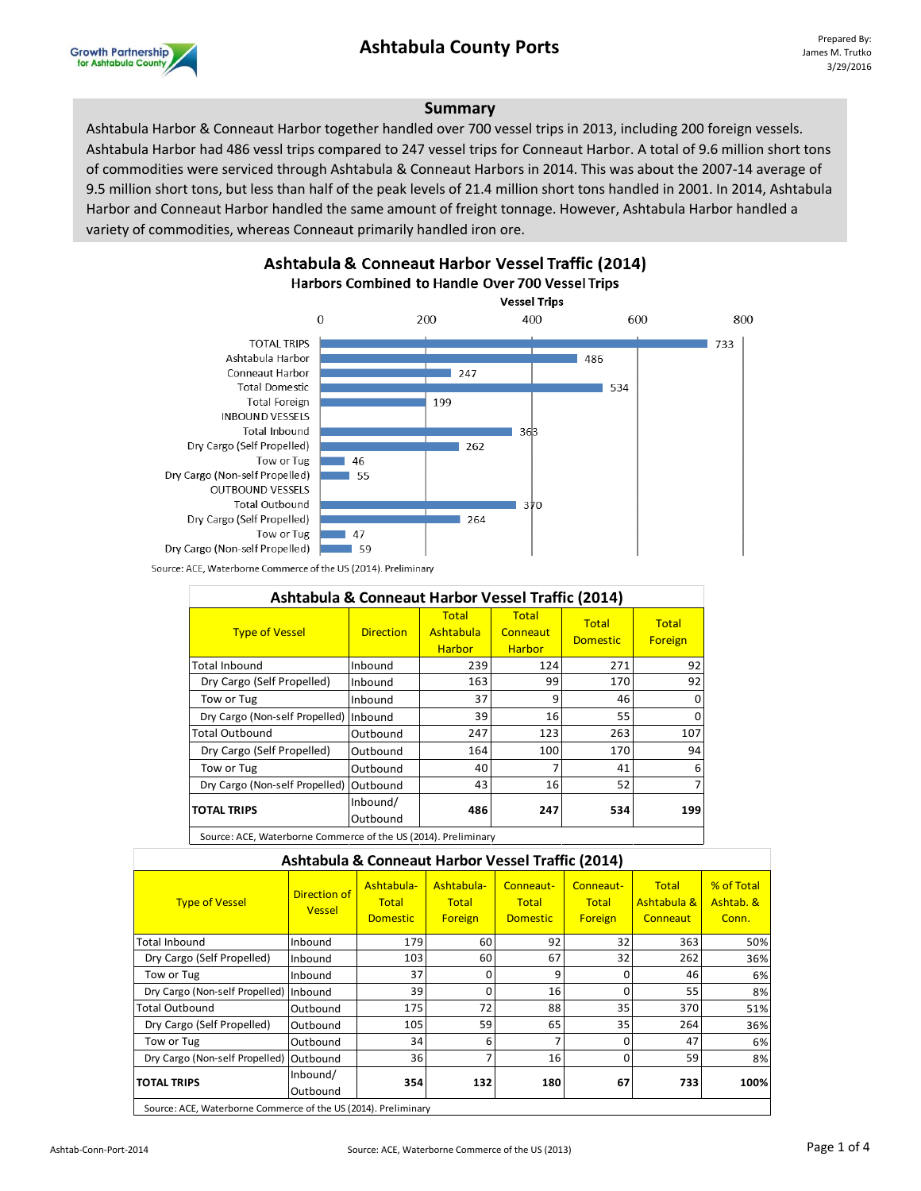# Ashtabula County Ports

Growth Partnership for Ashtabula County

Prepared By:
James M. Trutko
3/29/2016

## Summary

Ashtabula Harbor & Conneaut Harbor together handled over 700 vessel trips in 2013, including 200 foreign vessels. Ashtabula Harbor had 486 vessl trips compared to 247 vessel trips for Conneaut Harbor. A total of 9.6 million short tons of commodities were serviced through Ashtabula & Conneaut Harbors in 2014. This was about the 2007-14 average of 9.5 million short tons, but less than half of the peak levels of 21.4 million short tons handled in 2001. In 2014, Ashtabula Harbor and Conneaut Harbor handled the same amount of freight tonnage. However, Ashtabula Harbor handled a variety of commodities, whereas Conneaut primarily handled iron ore.

### Ashtabula & Conneaut Harbor Vessel Traffic (2014)

Harbors Combined to Handle Over 700 Vessel Trips

| Category | Vessel Trips |
|---|---|
| TOTAL TRIPS | 733 |
| Ashtabula Harbor | 486 |
| Conneaut Harbor | 247 |
| Total Domestic | 534 |
| Total Foreign | 199 |
| INBOUND VESSELS | |
| Total Inbound | 363 |
| Dry Cargo (Self Propelled) | 262 |
| Tow or Tug | 46 |
| Dry Cargo (Non-self Propelled) | 55 |
| OUTBOUND VESSELS | |
| Total Outbound | 370 |
| Dry Cargo (Self Propelled) | 264 |
| Tow or Tug | 47 |
| Dry Cargo (Non-self Propelled) | 59 |

Source: ACE, Waterborne Commerce of the US (2014). Preliminary

### Ashtabula & Conneaut Harbor Vessel Traffic (2014)

| Type of Vessel | Direction | Total Ashtabula Harbor | Total Conneaut Harbor | Total Domestic | Total Foreign |
|---|---|---|---|---|---|
| Total Inbound | Inbound | 239 | 124 | 271 | 92 |
| Dry Cargo (Self Propelled) | Inbound | 163 | 99 | 170 | 92 |
| Tow or Tug | Inbound | 37 | 9 | 46 | 0 |
| Dry Cargo (Non-self Propelled) | Inbound | 39 | 16 | 55 | 0 |
| Total Outbound | Outbound | 247 | 123 | 263 | 107 |
| Dry Cargo (Self Propelled) | Outbound | 164 | 100 | 170 | 94 |
| Tow or Tug | Outbound | 40 | 7 | 41 | 6 |
| Dry Cargo (Non-self Propelled) | Outbound | 43 | 16 | 52 | 7 |
| **TOTAL TRIPS** | Inbound/ Outbound | **486** | **247** | **534** | **199** |

Source: ACE, Waterborne Commerce of the US (2014). Preliminary

### Ashtabula & Conneaut Harbor Vessel Traffic (2014)

| Type of Vessel | Direction of Vessel | Ashtabula-Total Domestic | Ashtabula-Total Foreign | Conneaut-Total Domestic | Conneaut-Total Foreign | Total Ashtabula & Conneaut | % of Total Ashtab. & Conn. |
|---|---|---|---|---|---|---|---|
| Total Inbound | Inbound | 179 | 60 | 92 | 32 | 363 | 50% |
| Dry Cargo (Self Propelled) | Inbound | 103 | 60 | 67 | 32 | 262 | 36% |
| Tow or Tug | Inbound | 37 | 0 | 9 | 0 | 46 | 6% |
| Dry Cargo (Non-self Propelled) | Inbound | 39 | 0 | 16 | 0 | 55 | 8% |
| Total Outbound | Outbound | 175 | 72 | 88 | 35 | 370 | 51% |
| Dry Cargo (Self Propelled) | Outbound | 105 | 59 | 65 | 35 | 264 | 36% |
| Tow or Tug | Outbound | 34 | 6 | 7 | 0 | 47 | 6% |
| Dry Cargo (Non-self Propelled) | Outbound | 36 | 7 | 16 | 0 | 59 | 8% |
| **TOTAL TRIPS** | Inbound/ Outbound | **354** | **132** | **180** | **67** | **733** | **100%** |

Source: ACE, Waterborne Commerce of the US (2014). Preliminary

Ashtab-Conn-Port-2014 — Source: ACE, Waterborne Commerce of the US (2013)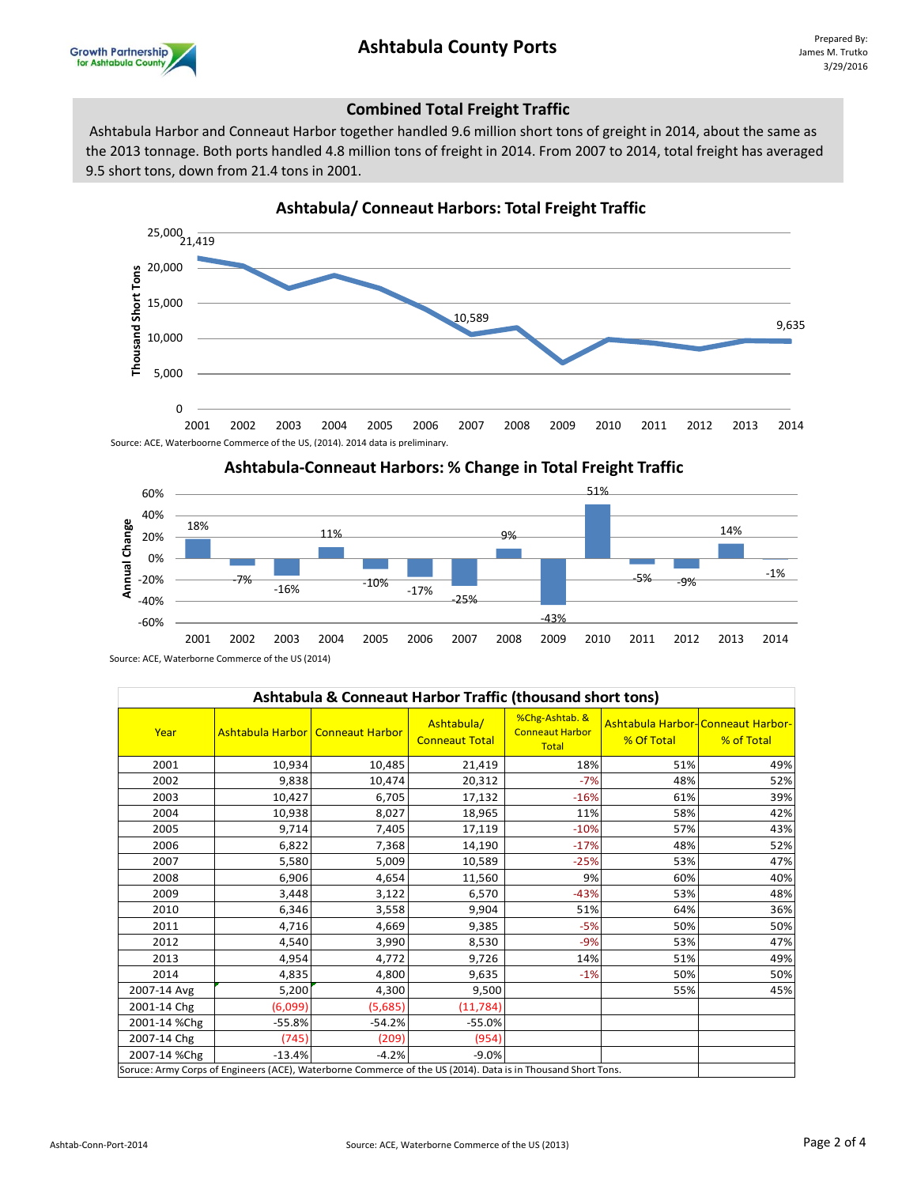# Ashtabula County Ports

## Combined Total Freight Traffic

Ashtabula Harbor and Conneaut Harbor together handled 9.6 million short tons of greight in 2014, about the same as the 2013 tonnage. Both ports handled 4.8 million tons of freight in 2014. From 2007 to 2014, total freight has averaged 9.5 short tons, down from 21.4 tons in 2001.

### Ashtabula/ Conneaut Harbors: Total Freight Traffic

Source: ACE, Waterboorne Commerce of the US, (2014). 2014 data is preliminary.

### Ashtabula-Conneaut Harbors: % Change in Total Freight Traffic

Source: ACE, Waterborne Commerce of the US (2014)

### Ashtabula & Conneaut Harbor Traffic (thousand short tons)

| Year | Ashtabula Harbor | Conneaut Harbor | Ashtabula/ Conneaut Total | %Chg-Ashtab. & Conneaut Harbor Total | Ashtabula Harbor-% Of Total | Conneaut Harbor-% of Total |
|---|---|---|---|---|---|---|
| 2001 | 10,934 | 10,485 | 21,419 | 18% | 51% | 49% |
| 2002 | 9,838 | 10,474 | 20,312 | -7% | 48% | 52% |
| 2003 | 10,427 | 6,705 | 17,132 | -16% | 61% | 39% |
| 2004 | 10,938 | 8,027 | 18,965 | 11% | 58% | 42% |
| 2005 | 9,714 | 7,405 | 17,119 | -10% | 57% | 43% |
| 2006 | 6,822 | 7,368 | 14,190 | -17% | 48% | 52% |
| 2007 | 5,580 | 5,009 | 10,589 | -25% | 53% | 47% |
| 2008 | 6,906 | 4,654 | 11,560 | 9% | 60% | 40% |
| 2009 | 3,448 | 3,122 | 6,570 | -43% | 53% | 48% |
| 2010 | 6,346 | 3,558 | 9,904 | 51% | 64% | 36% |
| 2011 | 4,716 | 4,669 | 9,385 | -5% | 50% | 50% |
| 2012 | 4,540 | 3,990 | 8,530 | -9% | 53% | 47% |
| 2013 | 4,954 | 4,772 | 9,726 | 14% | 51% | 49% |
| 2014 | 4,835 | 4,800 | 9,635 | -1% | 50% | 50% |
| 2007-14 Avg | 5,200 | 4,300 | 9,500 | | 55% | 45% |
| 2001-14 Chg | (6,099) | (5,685) | (11,784) | | | |
| 2001-14 %Chg | -55.8% | -54.2% | -55.0% | | | |
| 2007-14 Chg | (745) | (209) | (954) | | | |
| 2007-14 %Chg | -13.4% | -4.2% | -9.0% | | | |

Soruce: Army Corps of Engineers (ACE), Waterborne Commerce of the US (2014). Data is in Thousand Short Tons.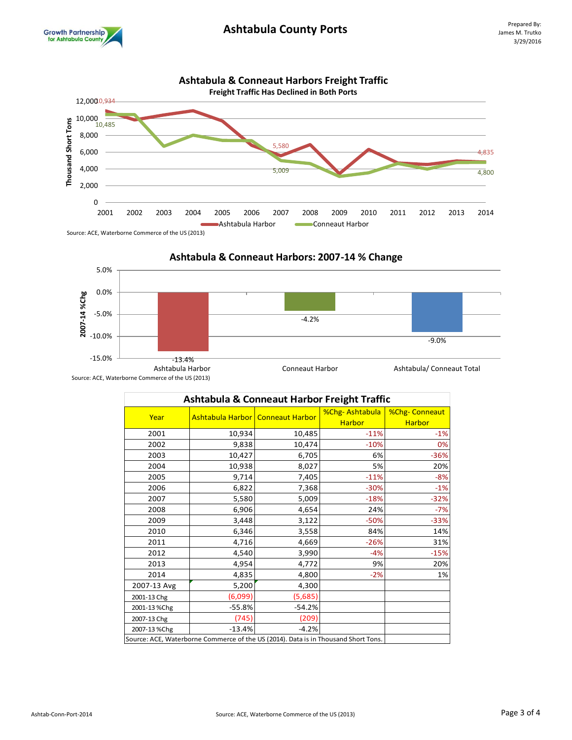# Ashtabula County Ports

Prepared By:
James M. Trutko
3/29/2016

## Ashtabula & Conneaut Harbors Freight Traffic

**Freight Traffic Has Declined in Both Ports**

Source: ACE, Waterborne Commerce of the US (2013)

## Ashtabula & Conneaut Harbors: 2007-14 % Change

| | Ashtabula Harbor | Conneaut Harbor | Ashtabula/ Conneaut Total |
|---|---|---|---|
| 2007-14 %Chg | -13.4% | -4.2% | -9.0% |

Source: ACE, Waterborne Commerce of the US (2013)

## Ashtabula & Conneaut Harbor Freight Traffic

| Year | Ashtabula Harbor | Conneaut Harbor | %Chg- Ashtabula Harbor | %Chg- Conneaut Harbor |
|---|---|---|---|---|
| 2001 | 10,934 | 10,485 | -11% | -1% |
| 2002 | 9,838 | 10,474 | -10% | 0% |
| 2003 | 10,427 | 6,705 | 6% | -36% |
| 2004 | 10,938 | 8,027 | 5% | 20% |
| 2005 | 9,714 | 7,405 | -11% | -8% |
| 2006 | 6,822 | 7,368 | -30% | -1% |
| 2007 | 5,580 | 5,009 | -18% | -32% |
| 2008 | 6,906 | 4,654 | 24% | -7% |
| 2009 | 3,448 | 3,122 | -50% | -33% |
| 2010 | 6,346 | 3,558 | 84% | 14% |
| 2011 | 4,716 | 4,669 | -26% | 31% |
| 2012 | 4,540 | 3,990 | -4% | -15% |
| 2013 | 4,954 | 4,772 | 9% | 20% |
| 2014 | 4,835 | 4,800 | -2% | 1% |
| 2007-13 Avg | 5,200 | 4,300 | | |
| 2001-13 Chg | (6,099) | (5,685) | | |
| 2001-13 %Chg | -55.8% | -54.2% | | |
| 2007-13 Chg | (745) | (209) | | |
| 2007-13 %Chg | -13.4% | -4.2% | | |

Source: ACE, Waterborne Commerce of the US (2014). Data is in Thousand Short Tons.

Ashtab-Conn-Port-2014

Source: ACE, Waterborne Commerce of the US (2013)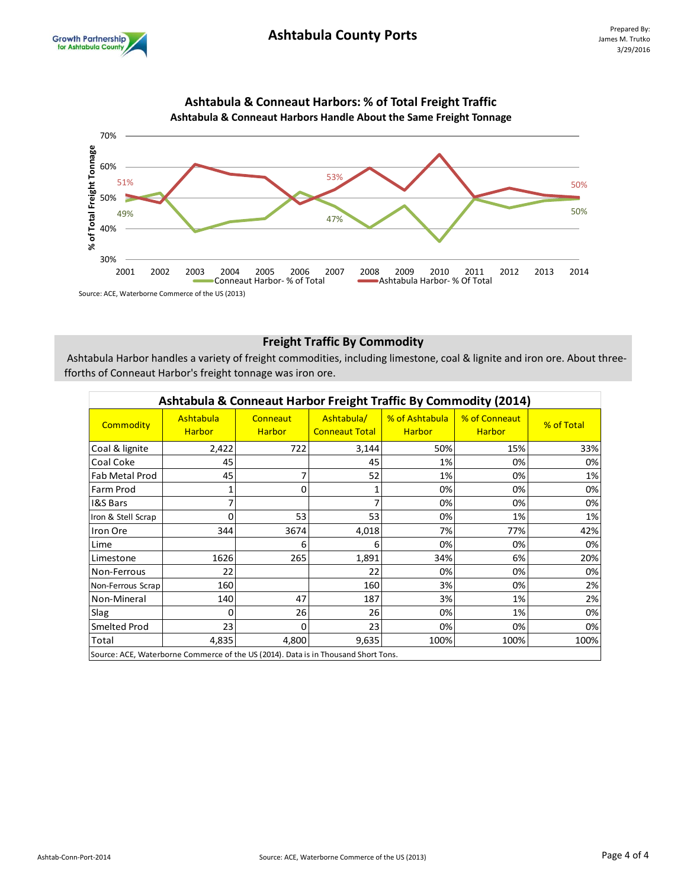# Ashtabula County Ports

Prepared By:
James M. Trutko
3/29/2016

## Ashtabula & Conneaut Harbors: % of Total Freight Traffic

**Ashtabula & Conneaut Harbors Handle About the Same Freight Tonnage**

% of Total Freight Tonnage

70%
60%
50%
40%
30%

2001 2002 2003 2004 2005 2006 2007 2008 2009 2010 2011 2012 2013 2014

51%
49%
53%
47%
50%
50%

Conneaut Harbor- % of Total
Ashtabula Harbor- % Of Total

Source: ACE, Waterborne Commerce of the US (2013)

## Freight Traffic By Commodity

Ashtabula Harbor handles a variety of freight commodities, including limestone, coal & lignite and iron ore. About three-fforths of Conneaut Harbor's freight tonnage was iron ore.

**Ashtabula & Conneaut Harbor Freight Traffic By Commodity (2014)**

| Commodity | Ashtabula Harbor | Conneaut Harbor | Ashtabula/ Conneaut Total | % of Ashtabula Harbor | % of Conneaut Harbor | % of Total |
|---|---|---|---|---|---|---|
| Coal & lignite | 2,422 | 722 | 3,144 | 50% | 15% | 33% |
| Coal Coke | 45 | | 45 | 1% | 0% | 0% |
| Fab Metal Prod | 45 | 7 | 52 | 1% | 0% | 1% |
| Farm Prod | 1 | 0 | 1 | 0% | 0% | 0% |
| I&S Bars | 7 | | 7 | 0% | 0% | 0% |
| Iron & Stell Scrap | 0 | 53 | 53 | 0% | 1% | 1% |
| Iron Ore | 344 | 3674 | 4,018 | 7% | 77% | 42% |
| Lime | | 6 | 6 | 0% | 0% | 0% |
| Limestone | 1626 | 265 | 1,891 | 34% | 6% | 20% |
| Non-Ferrous | 22 | | 22 | 0% | 0% | 0% |
| Non-Ferrous Scrap | 160 | | 160 | 3% | 0% | 2% |
| Non-Mineral | 140 | 47 | 187 | 3% | 1% | 2% |
| Slag | 0 | 26 | 26 | 0% | 1% | 0% |
| Smelted Prod | 23 | 0 | 23 | 0% | 0% | 0% |
| Total | 4,835 | 4,800 | 9,635 | 100% | 100% | 100% |

Source: ACE, Waterborne Commerce of the US (2014). Data is in Thousand Short Tons.

Ashtab-Conn-Port-2014

Source: ACE, Waterborne Commerce of the US (2013)